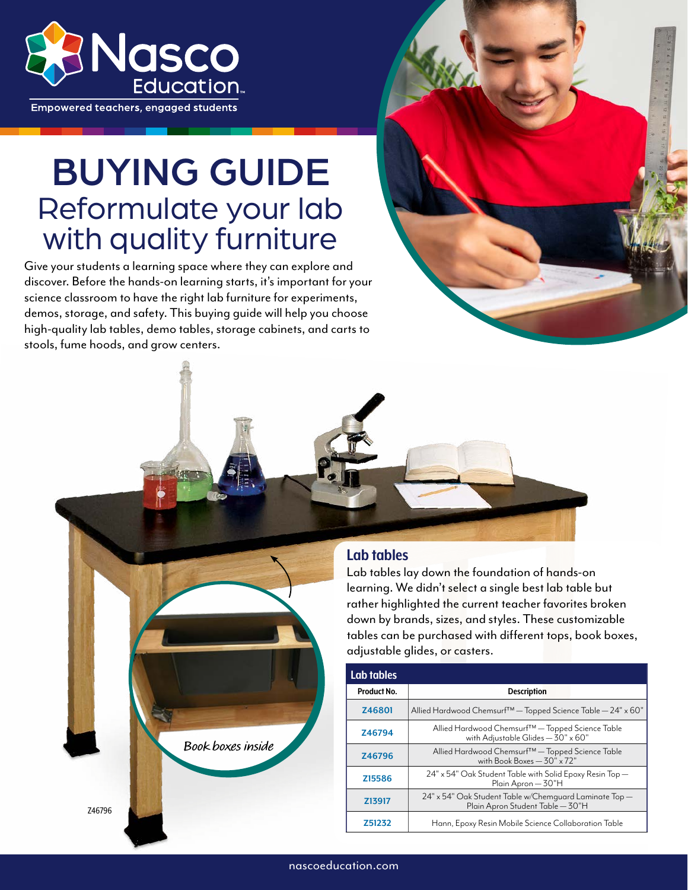# BUYING GUIDE

## Reformulate your lab with quality furniture

Give your students a learning space where they can explore and discover. Before the hands-on learning starts, it's important for your science classroom to have the right lab furniture for experiments, demos, storage, and safety. This buying guide will help you choose high-quality lab tables, demo tables, storage cabinets, and carts to stools, fume hoods, and grow centers.

*Book boxes inside*

Z46796

### Lab tables

Lab tables lay down the foundation of hands-on learning. We didn't select a single best lab table but rather highlighted the current teacher favorites broken down by brands, sizes, and styles. These customizable tables can be purchased with different tops, book boxes, adjustable glides, or casters.

| Lab tables | |
|---|---|
| **Product No.** | **Description** |
| Z46801 | Allied Hardwood Chemsurf™ — Topped Science Table — 24" x 60" |
| Z46794 | Allied Hardwood Chemsurf™ — Topped Science Table with Adjustable Glides — 30" x 60" |
| Z46796 | Allied Hardwood Chemsurf™ — Topped Science Table with Book Boxes — 30" x 72" |
| Z15586 | 24" x 54" Oak Student Table with Solid Epoxy Resin Top — Plain Apron — 30"H |
| Z13917 | 24" x 54" Oak Student Table w/Chemguard Laminate Top — Plain Apron Student Table — 30"H |
| Z51232 | Hann, Epoxy Resin Mobile Science Collaboration Table |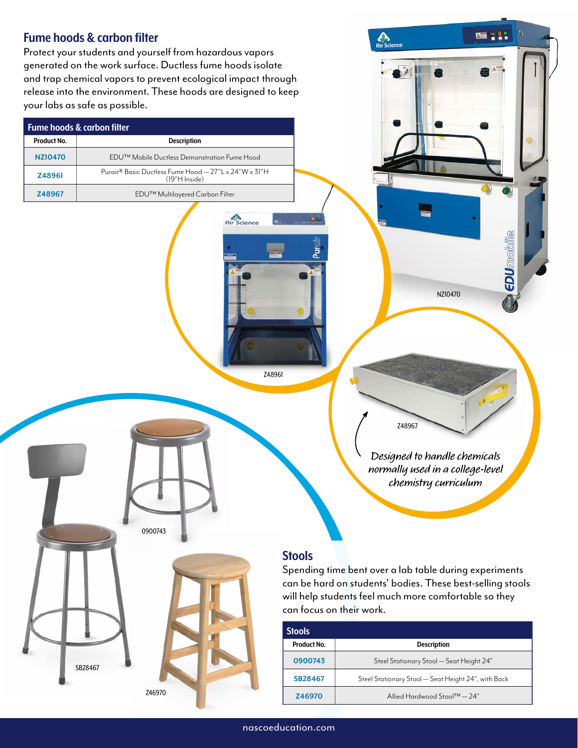## Fume hoods & carbon filter

Protect your students and yourself from hazardous vapors generated on the work surface. Ductless fume hoods isolate and trap chemical vapors to prevent ecological impact through release into the environment. These hoods are designed to keep your labs as safe as possible.

| Fume hoods & carbon filter | |
|---|---|
| **Product No.** | **Description** |
| NZ10470 | EDU™ Mobile Ductless Demonstration Fume Hood |
| Z48961 | Purair® Basic Ductless Fume Hood — 27"L x 24"W x 31"H (19"H Inside) |
| Z48967 | EDU™ Multilayered Carbon Filter |

NZ10470

Z48961

Z48967

*Designed to handle chemicals normally used in a college-level chemistry curriculum*

0900743

SB28467

Z46970

## Stools

Spending time bent over a lab table during experiments can be hard on students' bodies. These best-selling stools will help students feel much more comfortable so they can focus on their work.

| Stools | |
|---|---|
| **Product No.** | **Description** |
| 0900743 | Steel Stationary Stool — Seat Height 24" |
| SB28467 | Steel Stationary Stool — Seat Height 24", with Back |
| Z46970 | Allied Hardwood Stool™ — 24" |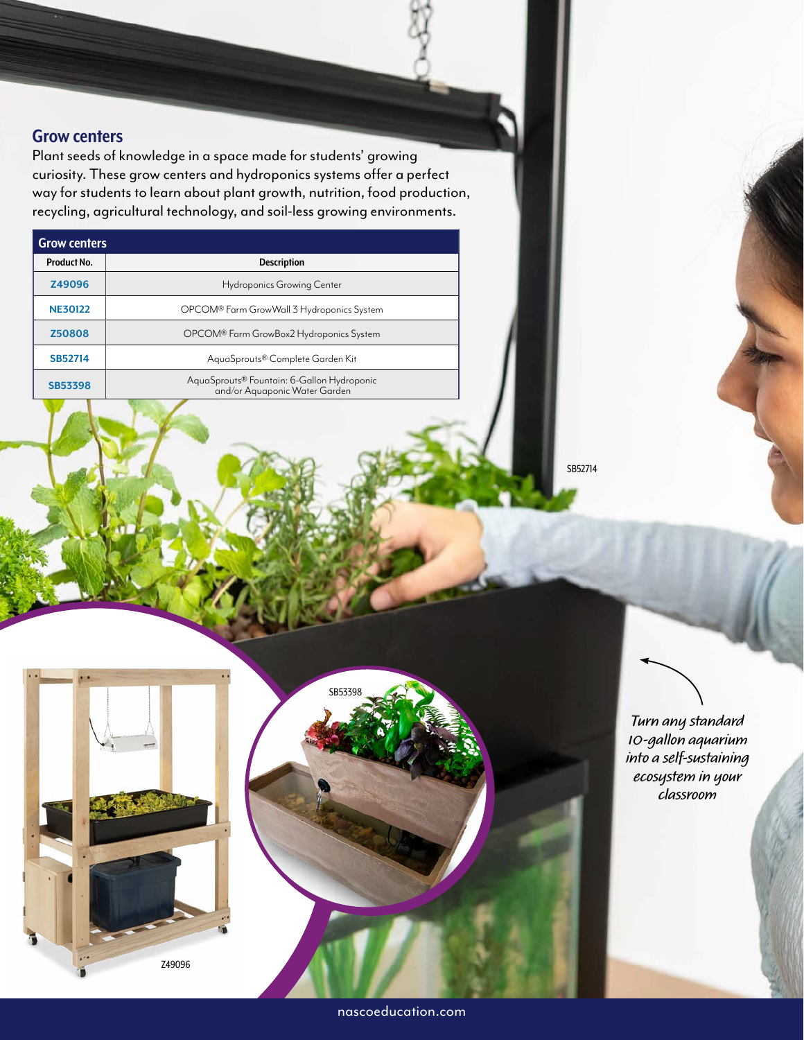## Grow centers

Plant seeds of knowledge in a space made for students' growing curiosity. These grow centers and hydroponics systems offer a perfect way for students to learn about plant growth, nutrition, food production, recycling, agricultural technology, and soil-less growing environments.

| Grow centers | |
|---|---|
| **Product No.** | **Description** |
| Z49096 | Hydroponics Growing Center |
| NE30122 | OPCOM® Farm GrowWall 3 Hydroponics System |
| Z50808 | OPCOM® Farm GrowBox2 Hydroponics System |
| SB52714 | AquaSprouts® Complete Garden Kit |
| SB53398 | AquaSprouts® Fountain: 6-Gallon Hydroponic and/or Aquaponic Water Garden |

SB52714

*Turn any standard 10-gallon aquarium into a self-sustaining ecosystem in your classroom*

SB53398

Z49096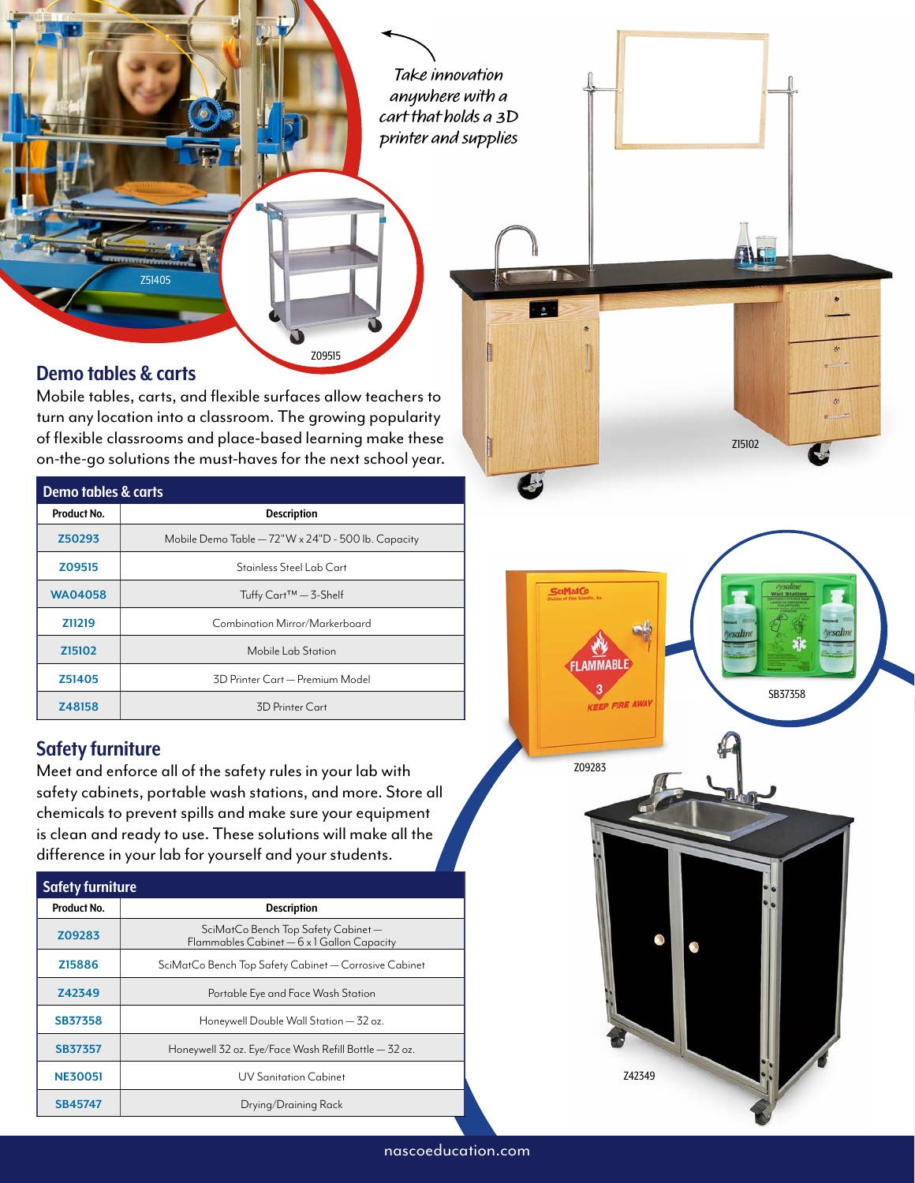*Take innovation anywhere with a cart that holds a 3D printer and supplies*

Z51405

Z09515

Z15102

## Demo tables & carts

Mobile tables, carts, and flexible surfaces allow teachers to turn any location into a classroom. The growing popularity of flexible classrooms and place-based learning make these on-the-go solutions the must-haves for the next school year.

| Product No. | Description |
|---|---|
| Z50293 | Mobile Demo Table — 72"W x 24"D - 500 lb. Capacity |
| Z09515 | Stainless Steel Lab Cart |
| WA04058 | Tuffy Cart™ — 3-Shelf |
| Z11219 | Combination Mirror/Markerboard |
| Z15102 | Mobile Lab Station |
| Z51405 | 3D Printer Cart — Premium Model |
| Z48158 | 3D Printer Cart |

SB37358

Z09283

Z42349

## Safety furniture

Meet and enforce all of the safety rules in your lab with safety cabinets, portable wash stations, and more. Store all chemicals to prevent spills and make sure your equipment is clean and ready to use. These solutions will make all the difference in your lab for yourself and your students.

| Product No. | Description |
|---|---|
| Z09283 | SciMatCo Bench Top Safety Cabinet — Flammables Cabinet — 6 x 1 Gallon Capacity |
| Z15886 | SciMatCo Bench Top Safety Cabinet — Corrosive Cabinet |
| Z42349 | Portable Eye and Face Wash Station |
| SB37358 | Honeywell Double Wall Station — 32 oz. |
| SB37357 | Honeywell 32 oz. Eye/Face Wash Refill Bottle — 32 oz. |
| NE30051 | UV Sanitation Cabinet |
| SB45747 | Drying/Draining Rack |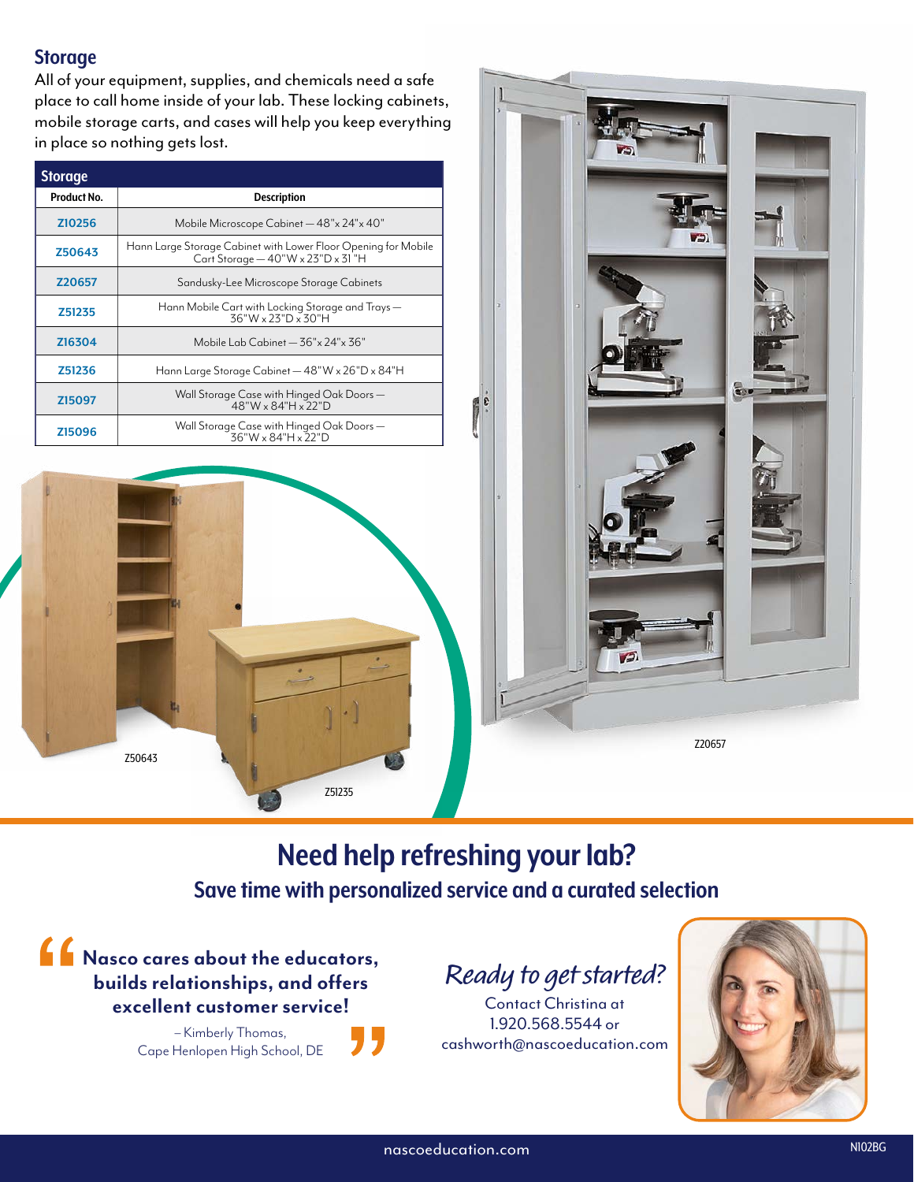## Storage

All of your equipment, supplies, and chemicals need a safe place to call home inside of your lab. These locking cabinets, mobile storage carts, and cases will help you keep everything in place so nothing gets lost.

| Storage | |
|---|---|
| **Product No.** | **Description** |
| Z10256 | Mobile Microscope Cabinet — 48"x 24"x 40" |
| Z50643 | Hann Large Storage Cabinet with Lower Floor Opening for Mobile Cart Storage — 40"W x 23"D x 31"H |
| Z20657 | Sandusky-Lee Microscope Storage Cabinets |
| Z51235 | Hann Mobile Cart with Locking Storage and Trays — 36"W x 23"D x 30"H |
| Z16304 | Mobile Lab Cabinet — 36"x 24"x 36" |
| Z51236 | Hann Large Storage Cabinet — 48"W x 26"D x 84"H |
| Z15097 | Wall Storage Case with Hinged Oak Doors — 48"W x 84"H x 22"D |
| Z15096 | Wall Storage Case with Hinged Oak Doors — 36"W x 84"H x 22"D |

Z50643

Z51235

Z20657

# Need help refreshing your lab?

## Save time with personalized service and a curated selection

**"Nasco cares about the educators, builds relationships, and offers excellent customer service!"**

– Kimberly Thomas, Cape Henlopen High School, DE

*Ready to get started?*

Contact Christina at 1.920.568.5544 or cashworth@nascoeducation.com

nascoeducation.com

NI02BG